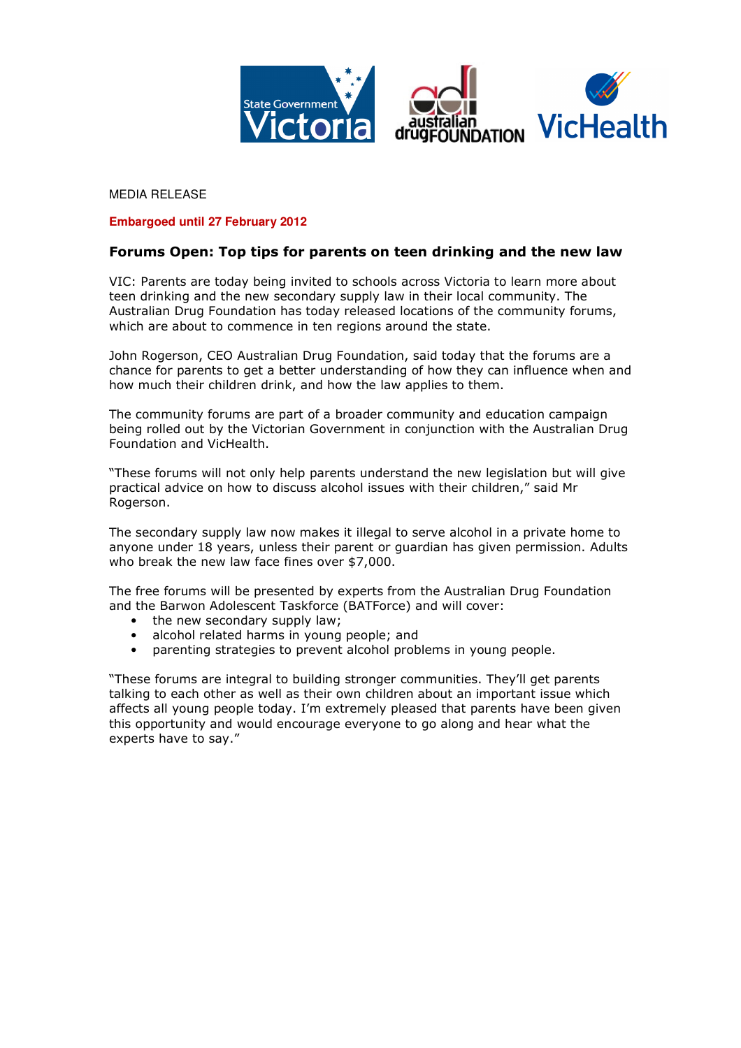MEDIA RELEASE

**Embargoed until 27 February 2012**

## Forums Open: Top tips for parents on teen drinking and the new law

VIC: Parents are today being invited to schools across Victoria to learn more about teen drinking and the new secondary supply law in their local community. The Australian Drug Foundation has today released locations of the community forums, which are about to commence in ten regions around the state.

John Rogerson, CEO Australian Drug Foundation, said today that the forums are a chance for parents to get a better understanding of how they can influence when and how much their children drink, and how the law applies to them.

The community forums are part of a broader community and education campaign being rolled out by the Victorian Government in conjunction with the Australian Drug Foundation and VicHealth.

"These forums will not only help parents understand the new legislation but will give practical advice on how to discuss alcohol issues with their children," said Mr Rogerson.

The secondary supply law now makes it illegal to serve alcohol in a private home to anyone under 18 years, unless their parent or guardian has given permission. Adults who break the new law face fines over $7,000.

The free forums will be presented by experts from the Australian Drug Foundation and the Barwon Adolescent Taskforce (BATForce) and will cover:

- the new secondary supply law;
- alcohol related harms in young people; and
- parenting strategies to prevent alcohol problems in young people.

"These forums are integral to building stronger communities. They'll get parents talking to each other as well as their own children about an important issue which affects all young people today. I'm extremely pleased that parents have been given this opportunity and would encourage everyone to go along and hear what the experts have to say."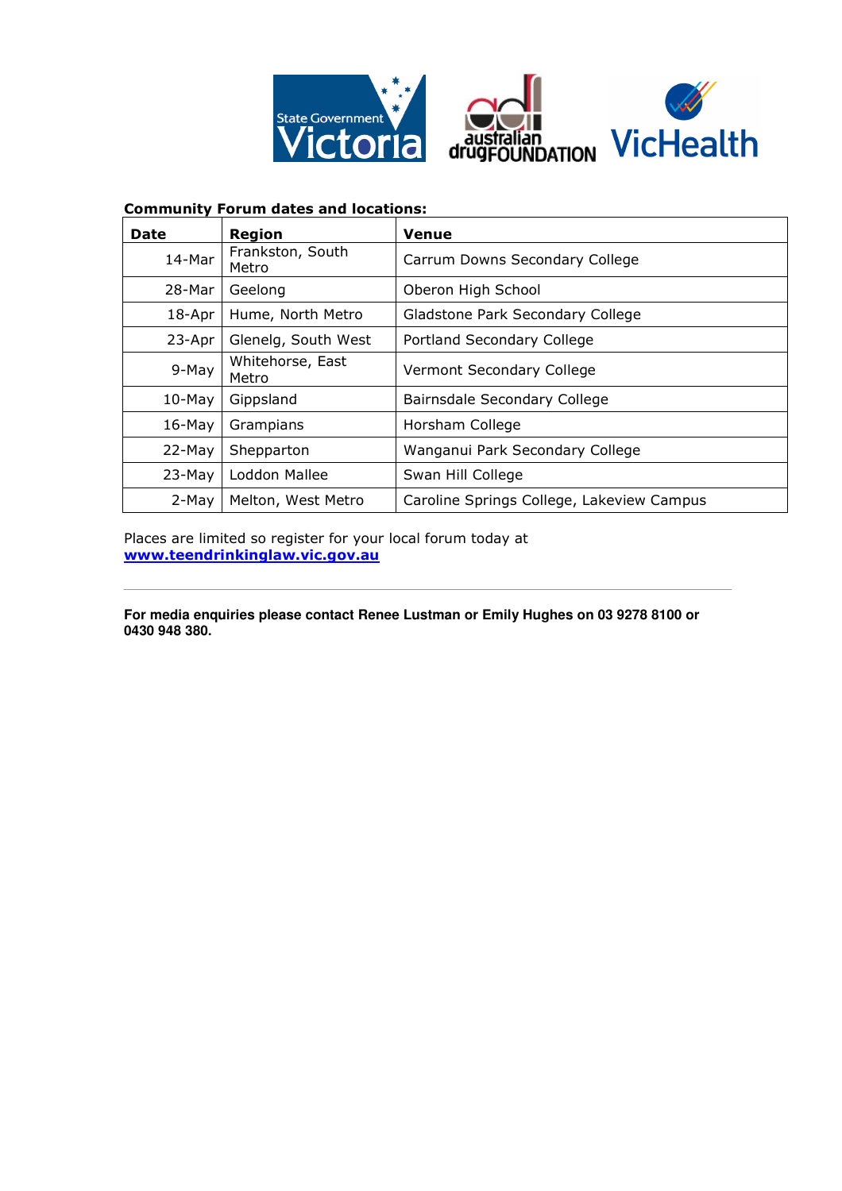**Community Forum dates and locations:**

| Date | Region | Venue |
|---|---|---|
| 14-Mar | Frankston, South Metro | Carrum Downs Secondary College |
| 28-Mar | Geelong | Oberon High School |
| 18-Apr | Hume, North Metro | Gladstone Park Secondary College |
| 23-Apr | Glenelg, South West | Portland Secondary College |
| 9-May | Whitehorse, East Metro | Vermont Secondary College |
| 10-May | Gippsland | Bairnsdale Secondary College |
| 16-May | Grampians | Horsham College |
| 22-May | Shepparton | Wanganui Park Secondary College |
| 23-May | Loddon Mallee | Swan Hill College |
| 2-May | Melton, West Metro | Caroline Springs College, Lakeview Campus |

Places are limited so register for your local forum today at **www.teendrinkinglaw.vic.gov.au**

---

**For media enquiries please contact Renee Lustman or Emily Hughes on 03 9278 8100 or 0430 948 380.**